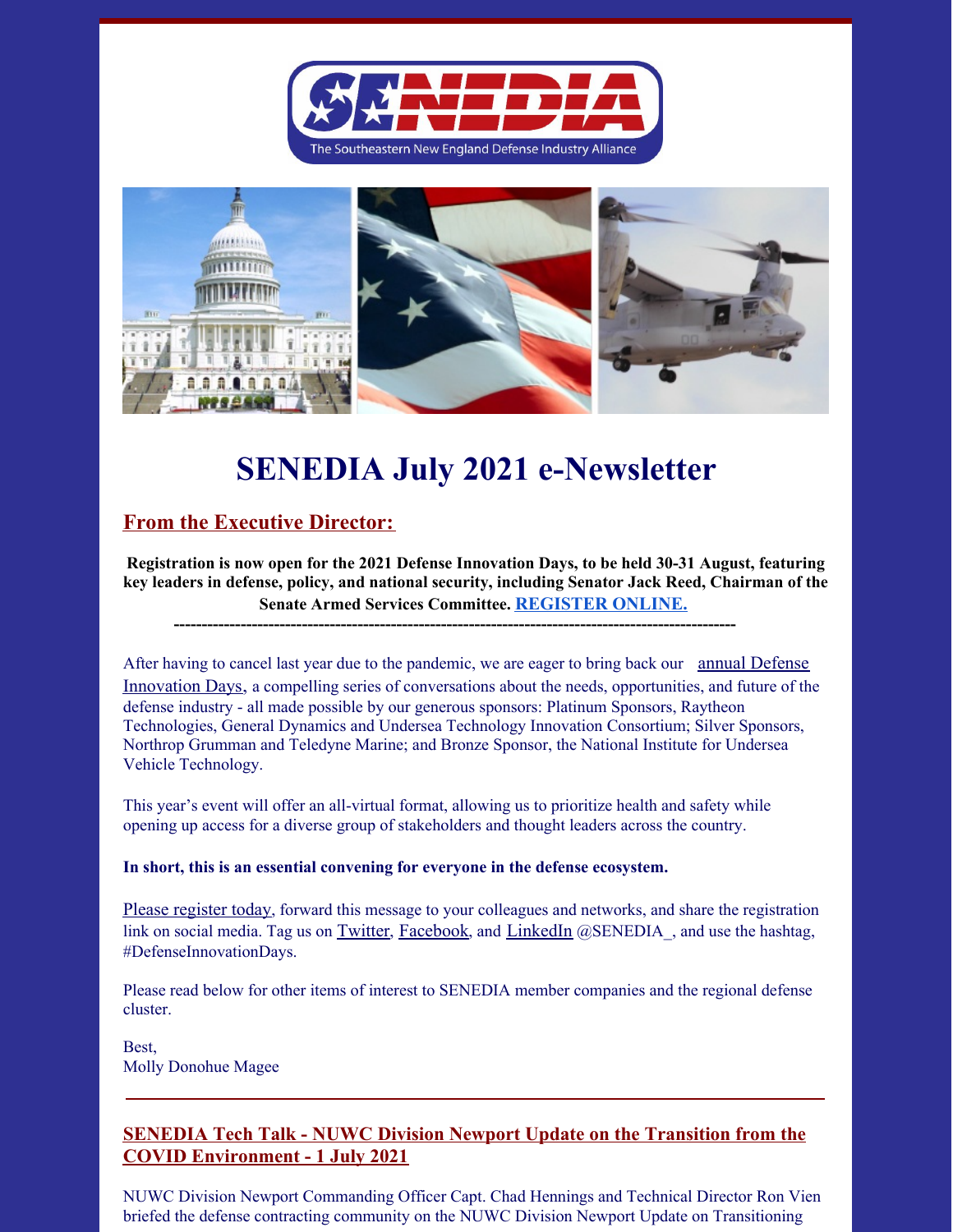SENEDIA

The Southeastern New England Defense Industry Alliance

# SENEDIA July 2021 e-Newsletter

## From the Executive Director:

**Registration is now open for the 2021 Defense Innovation Days, to be held 30-31 August, featuring key leaders in defense, policy, and national security, including Senator Jack Reed, Chairman of the Senate Armed Services Committee. REGISTER ONLINE.**

**---------------------------------------------------------------------------------------------------**

After having to cancel last year due to the pandemic, we are eager to bring back our annual Defense Innovation Days, a compelling series of conversations about the needs, opportunities, and future of the defense industry - all made possible by our generous sponsors: Platinum Sponsors, Raytheon Technologies, General Dynamics and Undersea Technology Innovation Consortium; Silver Sponsors, Northrop Grumman and Teledyne Marine; and Bronze Sponsor, the National Institute for Undersea Vehicle Technology.

This year's event will offer an all-virtual format, allowing us to prioritize health and safety while opening up access for a diverse group of stakeholders and thought leaders across the country.

**In short, this is an essential convening for everyone in the defense ecosystem.**

Please register today, forward this message to your colleagues and networks, and share the registration link on social media. Tag us on Twitter, Facebook, and LinkedIn @SENEDIA_, and use the hashtag, #DefenseInnovationDays.

Please read below for other items of interest to SENEDIA member companies and the regional defense cluster.

Best,
Molly Donohue Magee

---

## SENEDIA Tech Talk - NUWC Division Newport Update on the Transition from the COVID Environment - 1 July 2021

NUWC Division Newport Commanding Officer Capt. Chad Hennings and Technical Director Ron Vien briefed the defense contracting community on the NUWC Division Newport Update on Transitioning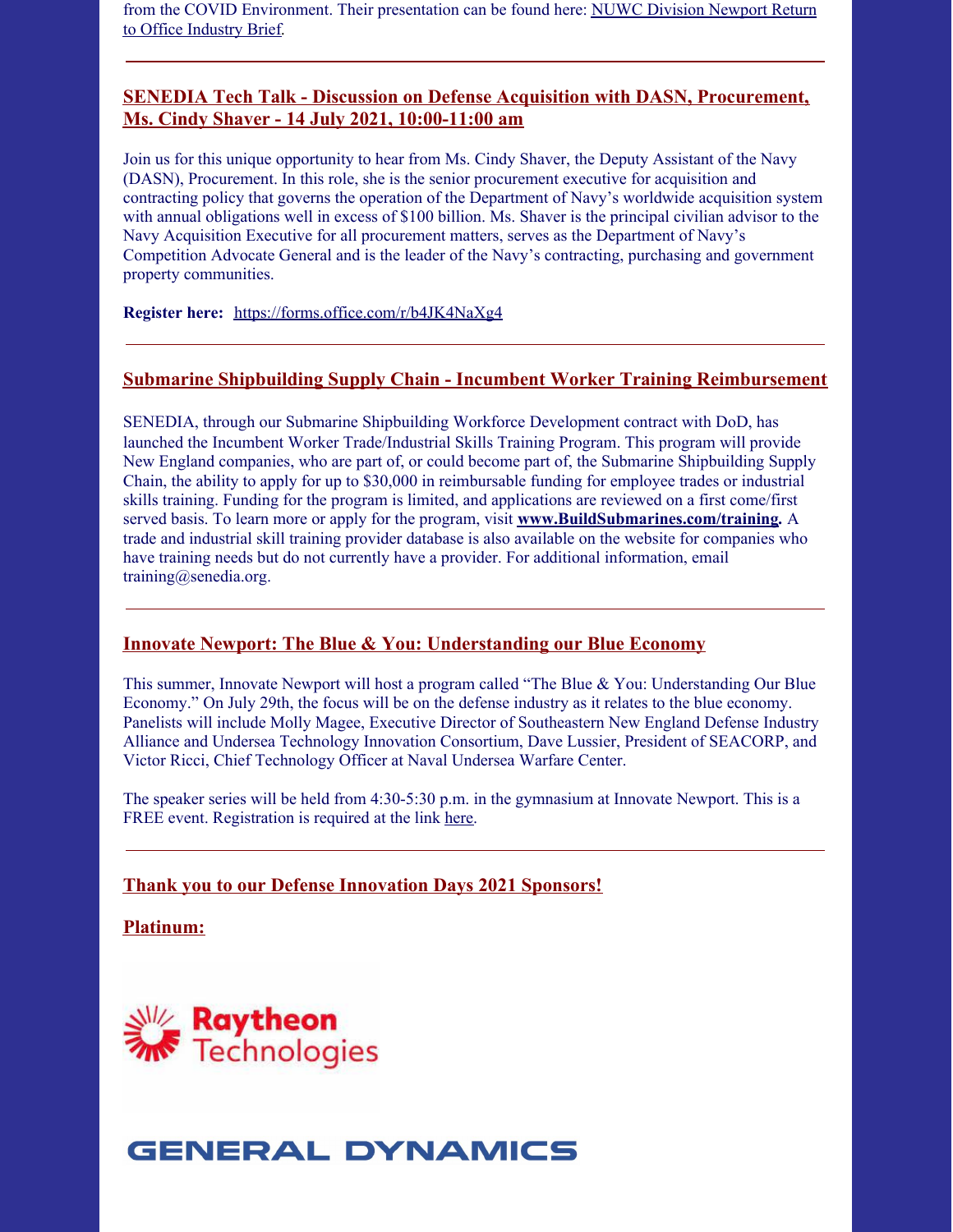from the COVID Environment. Their presentation can be found here: NUWC Division Newport Return to Office Industry Brief.

---

## SENEDIA Tech Talk - Discussion on Defense Acquisition with DASN, Procurement, Ms. Cindy Shaver - 14 July 2021, 10:00-11:00 am

Join us for this unique opportunity to hear from Ms. Cindy Shaver, the Deputy Assistant of the Navy (DASN), Procurement. In this role, she is the senior procurement executive for acquisition and contracting policy that governs the operation of the Department of Navy's worldwide acquisition system with annual obligations well in excess of $100 billion. Ms. Shaver is the principal civilian advisor to the Navy Acquisition Executive for all procurement matters, serves as the Department of Navy's Competition Advocate General and is the leader of the Navy's contracting, purchasing and government property communities.

**Register here:** https://forms.office.com/r/b4JK4NaXg4

---

## Submarine Shipbuilding Supply Chain - Incumbent Worker Training Reimbursement

SENEDIA, through our Submarine Shipbuilding Workforce Development contract with DoD, has launched the Incumbent Worker Trade/Industrial Skills Training Program. This program will provide New England companies, who are part of, or could become part of, the Submarine Shipbuilding Supply Chain, the ability to apply for up to $30,000 in reimbursable funding for employee trades or industrial skills training. Funding for the program is limited, and applications are reviewed on a first come/first served basis. To learn more or apply for the program, visit **www.BuildSubmarines.com/training.** A trade and industrial skill training provider database is also available on the website for companies who have training needs but do not currently have a provider. For additional information, email training@senedia.org.

---

## Innovate Newport: The Blue & You: Understanding our Blue Economy

This summer, Innovate Newport will host a program called "The Blue & You: Understanding Our Blue Economy." On July 29th, the focus will be on the defense industry as it relates to the blue economy. Panelists will include Molly Magee, Executive Director of Southeastern New England Defense Industry Alliance and Undersea Technology Innovation Consortium, Dave Lussier, President of SEACORP, and Victor Ricci, Chief Technology Officer at Naval Undersea Warfare Center.

The speaker series will be held from 4:30-5:30 p.m. in the gymnasium at Innovate Newport. This is a FREE event. Registration is required at the link here.

---

## Thank you to our Defense Innovation Days 2021 Sponsors!

### Platinum:

Raytheon Technologies

GENERAL DYNAMICS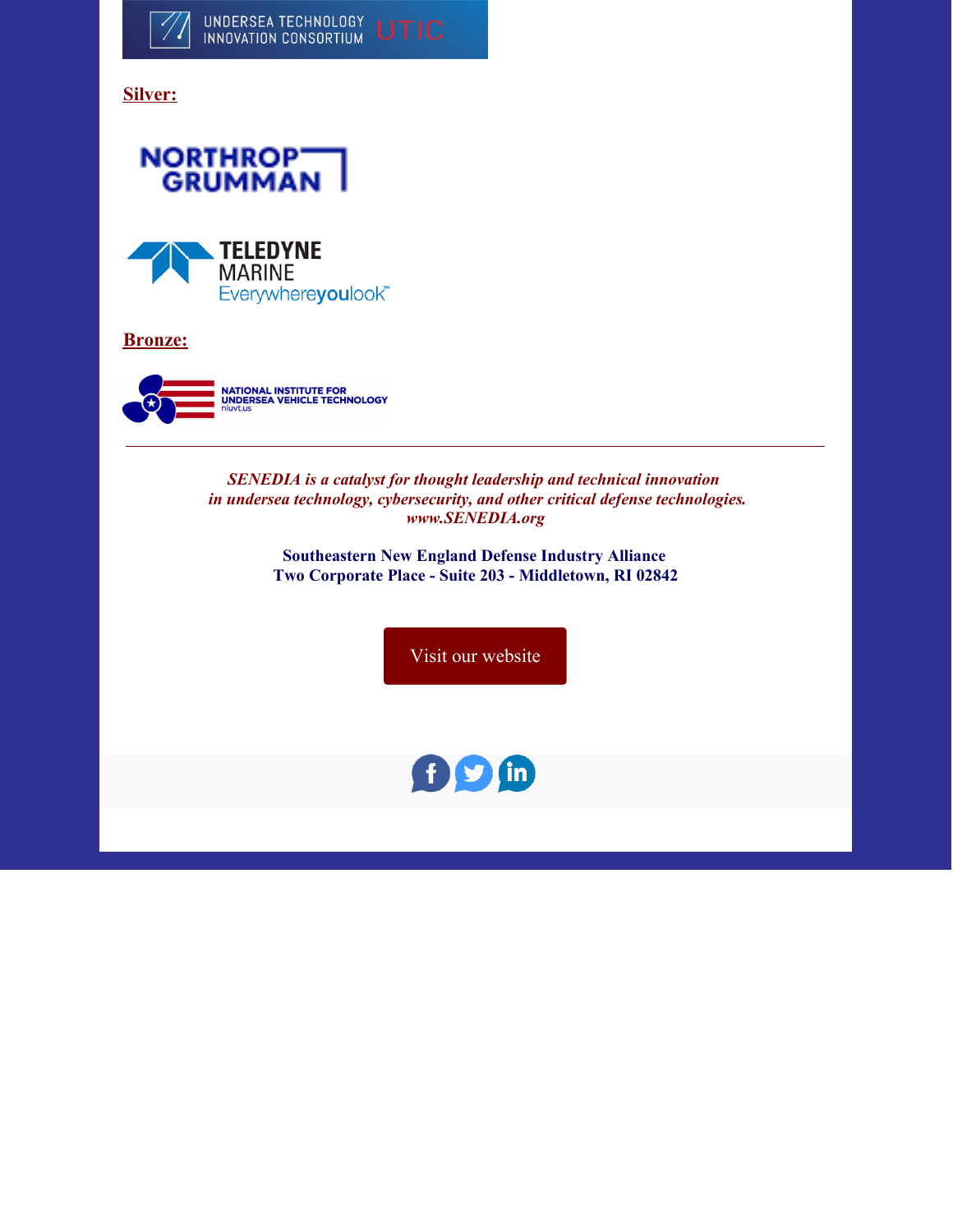UNDERSEA TECHNOLOGY INNOVATION CONSORTIUM UTIC

**Silver:**

NORTHROP GRUMMAN

TELEDYNE MARINE Everywhereyoulook™

**Bronze:**

NATIONAL INSTITUTE FOR UNDERSEA VEHICLE TECHNOLOGY niuvt.us

---

***SENEDIA is a catalyst for thought leadership and technical innovation in undersea technology, cybersecurity, and other critical defense technologies.***
***www.SENEDIA.org***

**Southeastern New England Defense Industry Alliance**
**Two Corporate Place - Suite 203 - Middletown, RI 02842**

Visit our website